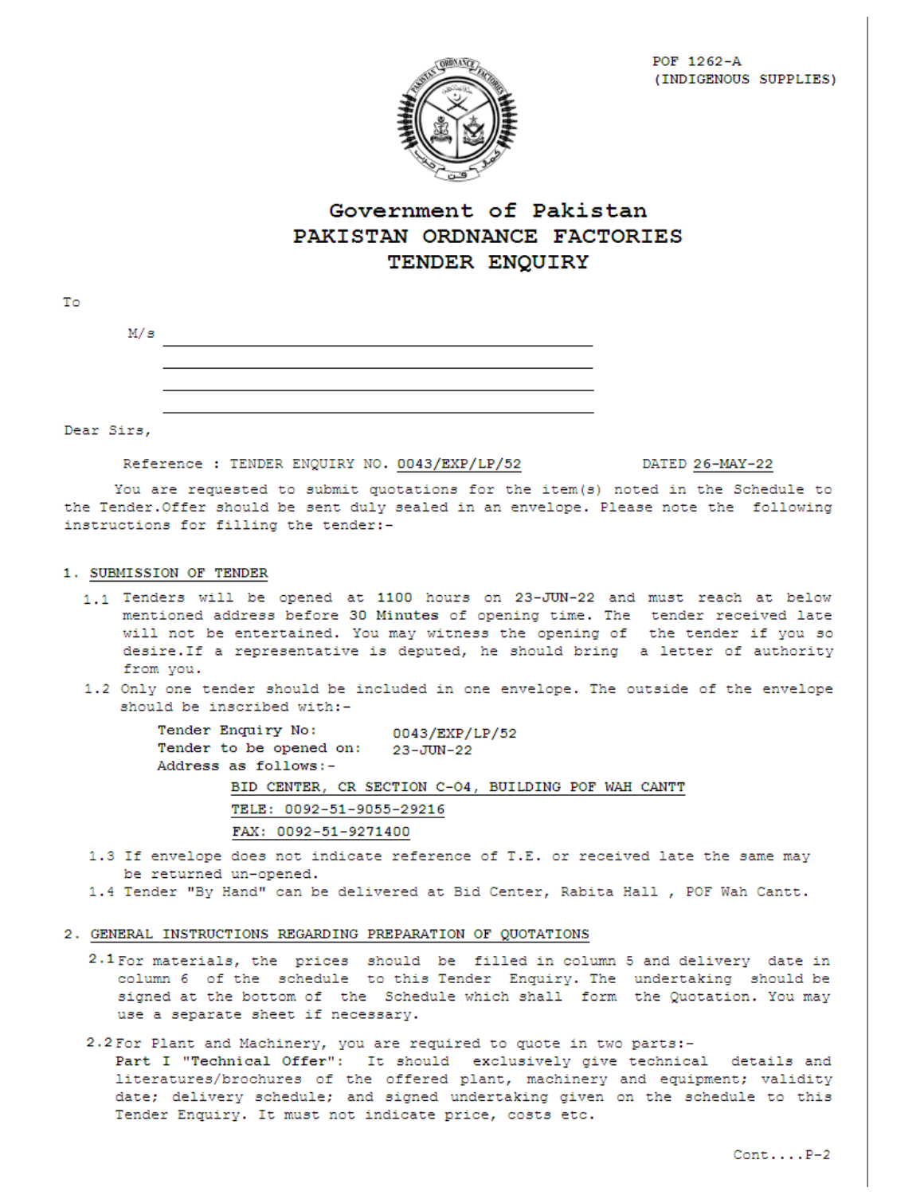POF 1262-A
(INDIGENOUS SUPPLIES)

# Government of Pakistan
# PAKISTAN ORDNANCE FACTORIES
# TENDER ENQUIRY

To

M/s \_\_\_\_\_\_\_\_\_\_\_\_\_\_\_\_\_\_\_\_\_\_\_\_\_\_\_\_\_\_\_\_\_\_\_\_\_\_

\_\_\_\_\_\_\_\_\_\_\_\_\_\_\_\_\_\_\_\_\_\_\_\_\_\_\_\_\_\_\_\_\_\_\_\_\_\_

\_\_\_\_\_\_\_\_\_\_\_\_\_\_\_\_\_\_\_\_\_\_\_\_\_\_\_\_\_\_\_\_\_\_\_\_\_\_

\_\_\_\_\_\_\_\_\_\_\_\_\_\_\_\_\_\_\_\_\_\_\_\_\_\_\_\_\_\_\_\_\_\_\_\_\_\_

Dear Sirs,

Reference : TENDER ENQUIRY NO. 0043/EXP/LP/52 DATED 26-MAY-22

You are requested to submit quotations for the item(s) noted in the Schedule to the Tender.Offer should be sent duly sealed in an envelope. Please note the following instructions for filling the tender:-

## 1. SUBMISSION OF TENDER

1.1 Tenders will be opened at **1100** hours on 23-JUN-22 and must reach at below mentioned address before **30 Minutes** of opening time. The tender received late will not be entertained. You may witness the opening of the tender if you so desire.If a representative is deputed, he should bring a letter of authority from you.

1.2 Only one tender should be included in one envelope. The outside of the envelope should be inscribed with:-

Tender Enquiry No: 0043/EXP/LP/52
Tender to be opened on: 23-JUN-22
Address as follows:-

BID CENTER, CR SECTION C-04, BUILDING POF WAH CANTT
TELE: 0092-51-9055-29216
FAX: 0092-51-9271400

1.3 If envelope does not indicate reference of T.E. or received late the same may be returned un-opened.

1.4 Tender "By Hand" can be delivered at Bid Center, Rabita Hall , POF Wah Cantt.

## 2. GENERAL INSTRUCTIONS REGARDING PREPARATION OF QUOTATIONS

2.1 For materials, the prices should be filled in column 5 and delivery date in column 6 of the schedule to this Tender Enquiry. The undertaking should be signed at the bottom of the Schedule which shall form the Quotation. You may use a separate sheet if necessary.

2.2 For Plant and Machinery, you are required to quote in two parts:-
**Part I "Technical Offer"**: It should exclusively give technical details and literatures/brochures of the offered plant, machinery and equipment; validity date; delivery schedule; and signed undertaking given on the schedule to this Tender Enquiry. It must not indicate price, costs etc.

Cont....P-2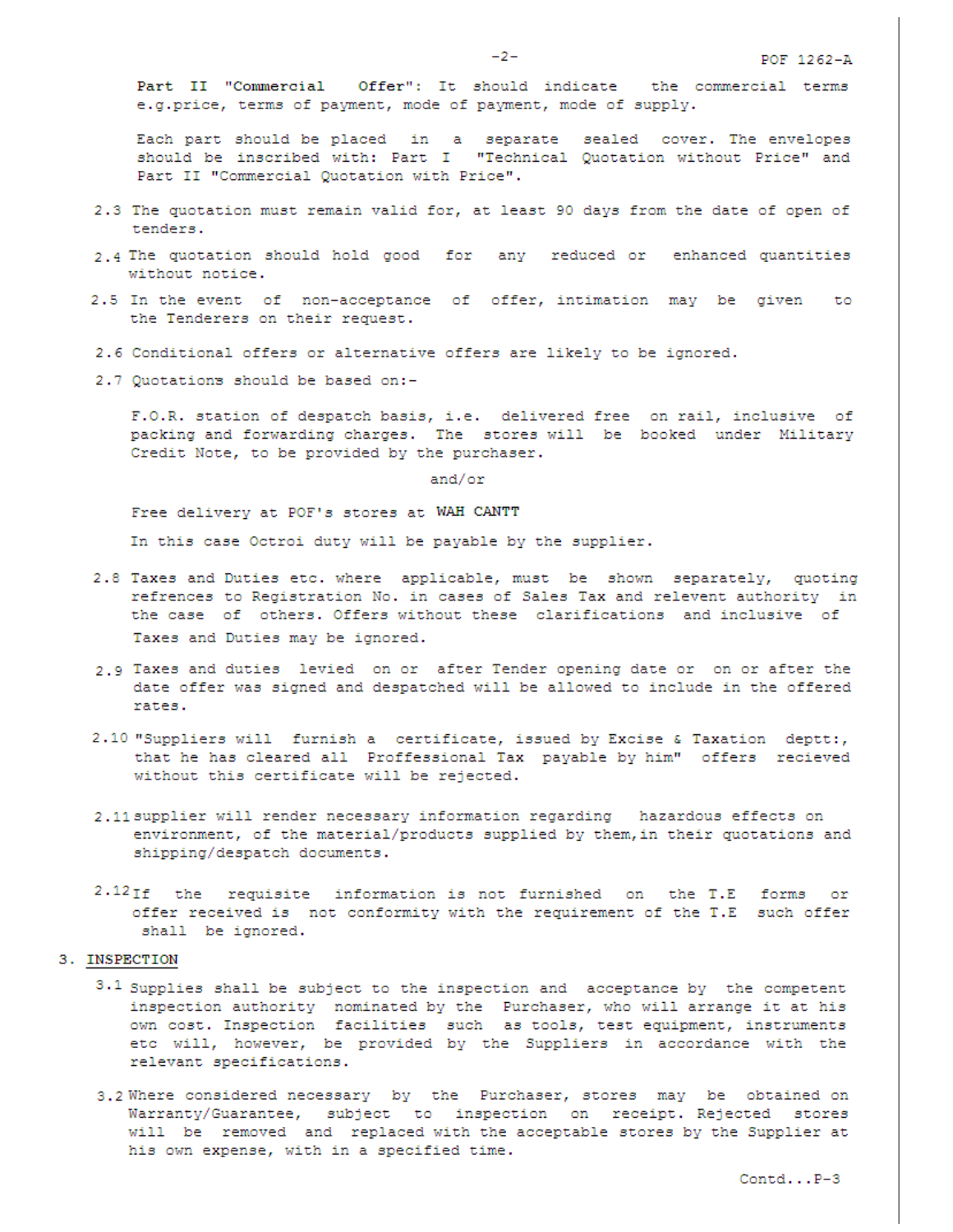Part II "Commercial Offer": It should indicate the commercial terms e.g.price, terms of payment, mode of payment, mode of supply.

Each part should be placed in a separate sealed cover. The envelopes should be inscribed with: Part I "Technical Quotation without Price" and Part II "Commercial Quotation with Price".

2.3 The quotation must remain valid for, at least 90 days from the date of open of tenders.

2.4 The quotation should hold good for any reduced or enhanced quantities without notice.

2.5 In the event of non-acceptance of offer, intimation may be given to the Tenderers on their request.

2.6 Conditional offers or alternative offers are likely to be ignored.

2.7 Quotations should be based on:-

F.O.R. station of despatch basis, i.e. delivered free on rail, inclusive of packing and forwarding charges. The stores will be booked under Military Credit Note, to be provided by the purchaser.

and/or

Free delivery at POF's stores at **WAH CANTT**

In this case Octroi duty will be payable by the supplier.

2.8 Taxes and Duties etc. where applicable, must be shown separately, quoting refrences to Registration No. in cases of Sales Tax and relevent authority in the case of others. Offers without these clarifications and inclusive of Taxes and Duties may be ignored.

2.9 Taxes and duties levied on or after Tender opening date or on or after the date offer was signed and despatched will be allowed to include in the offered rates.

2.10 "Suppliers will furnish a certificate, issued by Excise & Taxation deptt:, that he has cleared all Proffessional Tax payable by him" offers recieved without this certificate will be rejected.

2.11 supplier will render necessary information regarding hazardous effects on environment, of the material/products supplied by them,in their quotations and shipping/despatch documents.

2.12 If the requisite information is not furnished on the T.E forms or offer received is not conformity with the requirement of the T.E such offer shall be ignored.

## 3. INSPECTION

3.1 Supplies shall be subject to the inspection and acceptance by the competent inspection authority nominated by the Purchaser, who will arrange it at his own cost. Inspection facilities such as tools, test equipment, instruments etc will, however, be provided by the Suppliers in accordance with the relevant specifications.

3.2 Where considered necessary by the Purchaser, stores may be obtained on Warranty/Guarantee, subject to inspection on receipt. Rejected stores will be removed and replaced with the acceptable stores by the Supplier at his own expense, with in a specified time.

Contd...P-3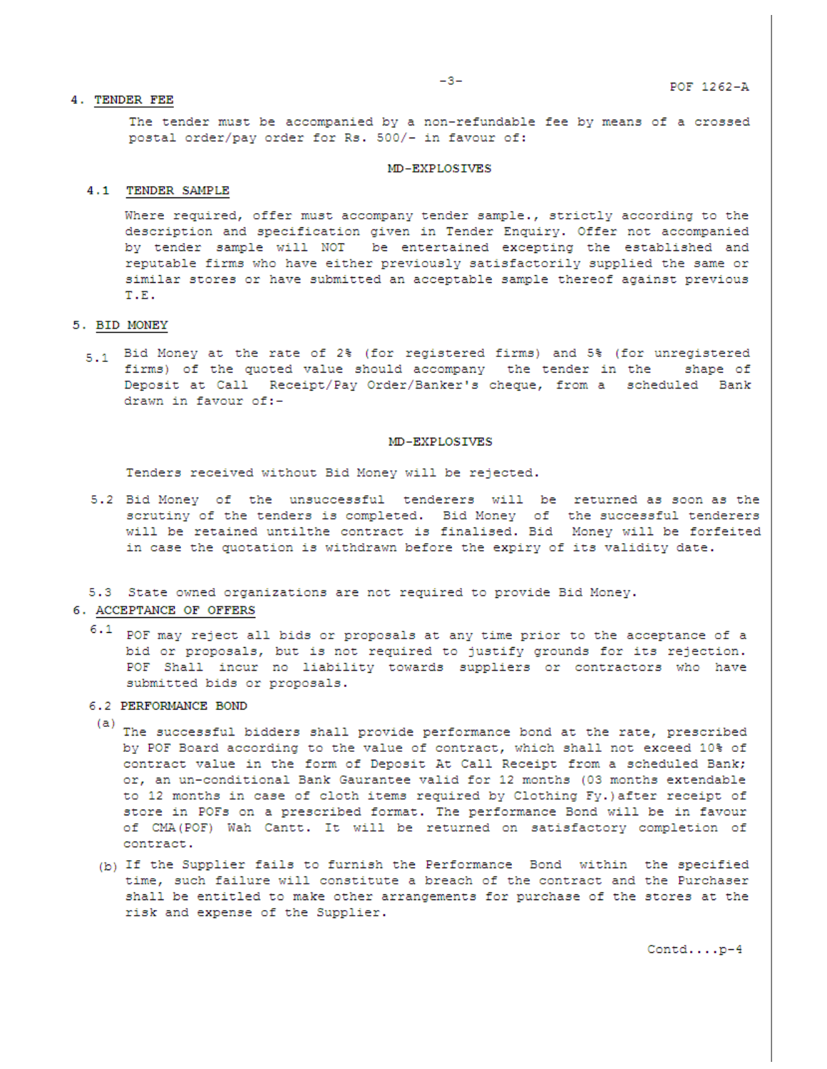## 4. TENDER FEE

The tender must be accompanied by a non-refundable fee by means of a crossed postal order/pay order for Rs. 500/- in favour of:

**MD-EXPLOSIVES**

### 4.1 TENDER SAMPLE

Where required, offer must accompany tender sample., strictly according to the description and specification given in Tender Enquiry. Offer not accompanied by tender sample will NOT be entertained excepting the established and reputable firms who have either previously satisfactorily supplied the same or similar stores or have submitted an acceptable sample thereof against previous T.E.

## 5. BID MONEY

5.1 Bid Money at the rate of 2% (for registered firms) and 5% (for unregistered firms) of the quoted value should accompany the tender in the shape of Deposit at Call Receipt/Pay Order/Banker's cheque, from a scheduled Bank drawn in favour of:-

**MD-EXPLOSIVES**

Tenders received without Bid Money will be rejected.

5.2 Bid Money of the unsuccessful tenderers will be returned as soon as the scrutiny of the tenders is completed. Bid Money of the successful tenderers will be retained untilthe contract is finalised. Bid Money will be forfeited in case the quotation is withdrawn before the expiry of its validity date.

5.3 State owned organizations are not required to provide Bid Money.

## 6. ACCEPTANCE OF OFFERS

6.1 POF may reject all bids or proposals at any time prior to the acceptance of a bid or proposals, but is not required to justify grounds for its rejection. POF Shall incur no liability towards suppliers or contractors who have submitted bids or proposals.

### 6.2 PERFORMANCE BOND

(a) The successful bidders shall provide performance bond at the rate, prescribed by POF Board according to the value of contract, which shall not exceed 10% of contract value in the form of Deposit At Call Receipt from a scheduled Bank; or, an un-conditional Bank Gaurantee valid for 12 months (03 months extendable to 12 months in case of cloth items required by Clothing Fy.)after receipt of store in POFs on a prescribed format. The performance Bond will be in favour of CMA(POF) Wah Cantt. It will be returned on satisfactory completion of contract.

(b) If the Supplier fails to furnish the Performance Bond within the specified time, such failure will constitute a breach of the contract and the Purchaser shall be entitled to make other arrangements for purchase of the stores at the risk and expense of the Supplier.

Contd....p-4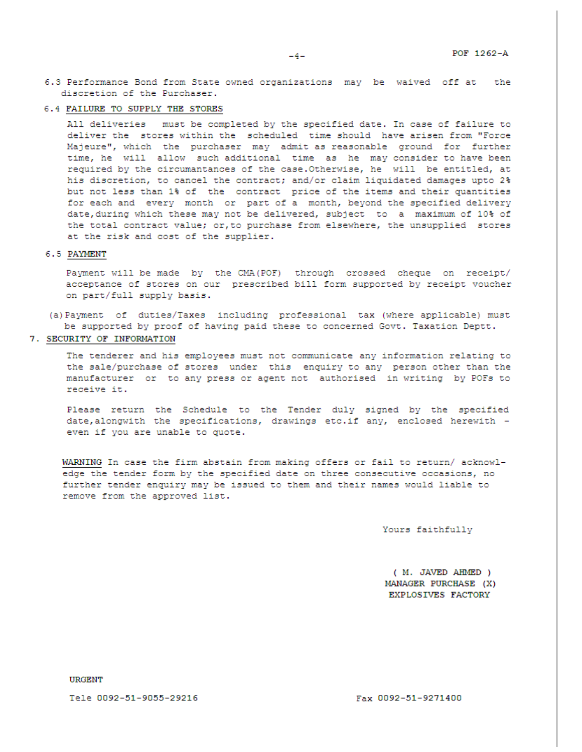6.3 Performance Bond from State owned organizations may be waived off at the discretion of the Purchaser.

6.4 <u>FAILURE TO SUPPLY THE STORES</u>

All deliveries must be completed by the specified date. In case of failure to deliver the stores within the scheduled time should have arisen from "Force Majeure", which the purchaser may admit as reasonable ground for further time, he will allow such additional time as he may consider to have been required by the circumantances of the case.Otherwise, he will be entitled, at his discretion, to cancel the contract; and/or claim liquidated damages upto 2% but not less than 1% of the contract price of the items and their quantities for each and every month or part of a month, beyond the specified delivery date,during which these may not be delivered, subject to a maximum of 10% of the total contract value; or,to purchase from elsewhere, the unsupplied stores at the risk and cost of the supplier.

6.5 <u>PAYMENT</u>

Payment will be made by the CMA(POF) through crossed cheque on receipt/ acceptance of stores on our prescribed bill form supported by receipt voucher on part/full supply basis.

(a) Payment of duties/Taxes including professional tax (where applicable) must be supported by proof of having paid these to concerned Govt. Taxation Deptt.

7. <u>SECURITY OF INFORMATION</u>

The tenderer and his employees must not communicate any information relating to the sale/purchase of stores under this enquiry to any person other than the manufacturer or to any press or agent not authorised in writing by POFs to receive it.

Please return the Schedule to the Tender duly signed by the specified date,alongwith the specifications, drawings etc.if any, enclosed herewith - even if you are unable to quote.

<u>WARNING</u> In case the firm abstain from making offers or fail to return/ acknowledge the tender form by the specified date on three consecutive occasions, no further tender enquiry may be issued to them and their names would liable to remove from the approved list.

Yours faithfully

( M. JAVED AHMED )
MANAGER PURCHASE (X)
EXPLOSIVES FACTORY

URGENT

Tele 0092-51-9055-29216 Fax 0092-51-9271400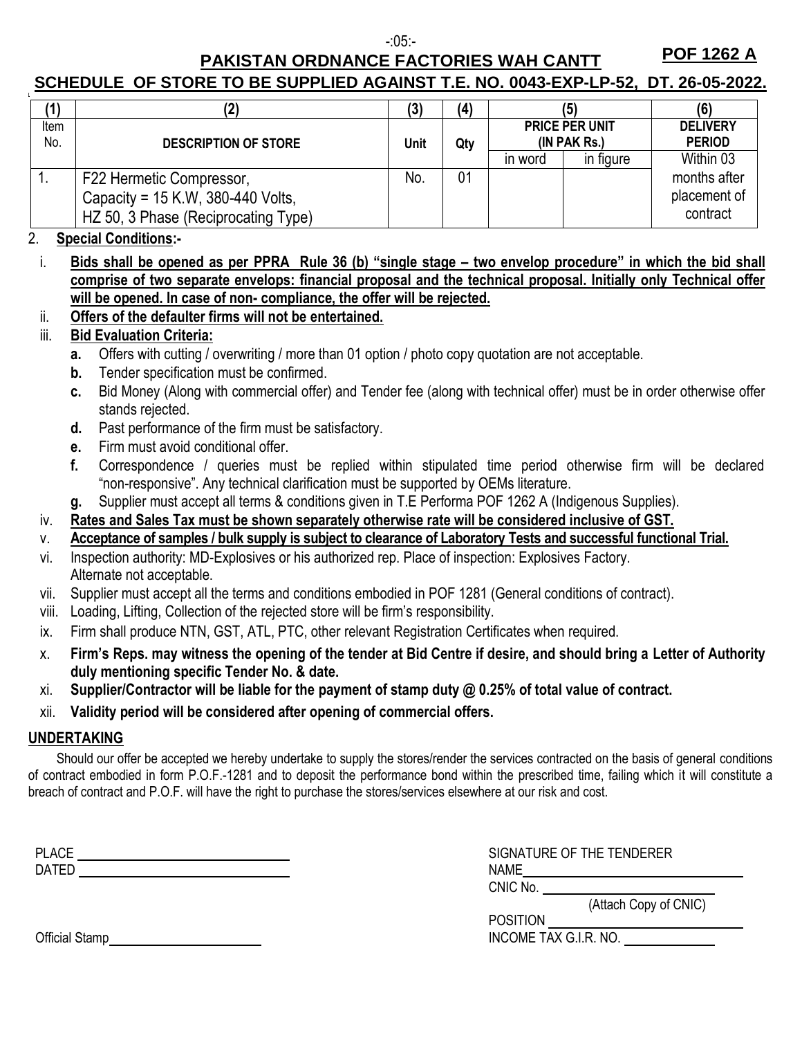# PAKISTAN ORDNANCE FACTORIES WAH CANTT

**POF 1262 A**

## SCHEDULE OF STORE TO BE SUPPLIED AGAINST T.E. NO. 0043-EXP-LP-52, DT. 26-05-2022.

| (1) | (2) | (3) | (4) | (5) | | (6) |
|---|---|---|---|---|---|---|
| Item No. | DESCRIPTION OF STORE | Unit | Qty | PRICE PER UNIT (IN PAK Rs.) | | DELIVERY PERIOD |
| | | | | in word | in figure | |
| 1. | F22 Hermetic Compressor, Capacity = 15 K.W, 380-440 Volts, HZ 50, 3 Phase (Reciprocating Type) | No. | 01 | | | Within 03 months after placement of contract |

2. **Special Conditions:-**

   i. **Bids shall be opened as per PPRA Rule 36 (b) "single stage – two envelop procedure" in which the bid shall comprise of two separate envelops: financial proposal and the technical proposal. Initially only Technical offer will be opened. In case of non- compliance, the offer will be rejected.**

   ii. **Offers of the defaulter firms will not be entertained.**

   iii. **Bid Evaluation Criteria:**

      **a.** Offers with cutting / overwriting / more than 01 option / photo copy quotation are not acceptable.

      **b.** Tender specification must be confirmed.

      **c.** Bid Money (Along with commercial offer) and Tender fee (along with technical offer) must be in order otherwise offer stands rejected.

      **d.** Past performance of the firm must be satisfactory.

      **e.** Firm must avoid conditional offer.

      **f.** Correspondence / queries must be replied within stipulated time period otherwise firm will be declared "non-responsive". Any technical clarification must be supported by OEMs literature.

      **g.** Supplier must accept all terms & conditions given in T.E Performa POF 1262 A (Indigenous Supplies).

   iv. **Rates and Sales Tax must be shown separately otherwise rate will be considered inclusive of GST.**

   v. **Acceptance of samples / bulk supply is subject to clearance of Laboratory Tests and successful functional Trial.**

   vi. Inspection authority: MD-Explosives or his authorized rep. Place of inspection: Explosives Factory. Alternate not acceptable.

   vii. Supplier must accept all the terms and conditions embodied in POF 1281 (General conditions of contract).

   viii. Loading, Lifting, Collection of the rejected store will be firm's responsibility.

   ix. Firm shall produce NTN, GST, ATL, PTC, other relevant Registration Certificates when required.

   x. **Firm's Reps. may witness the opening of the tender at Bid Centre if desire, and should bring a Letter of Authority duly mentioning specific Tender No. & date.**

   xi. **Supplier/Contractor will be liable for the payment of stamp duty @ 0.25% of total value of contract.**

   xii. **Validity period will be considered after opening of commercial offers.**

## UNDERTAKING

Should our offer be accepted we hereby undertake to supply the stores/render the services contracted on the basis of general conditions of contract embodied in form P.O.F.-1281 and to deposit the performance bond within the prescribed time, failing which it will constitute a breach of contract and P.O.F. will have the right to purchase the stores/services elsewhere at our risk and cost.

PLACE \_\_\_\_\_\_\_\_\_\_\_\_\_\_\_\_\_\_\_\_

DATED \_\_\_\_\_\_\_\_\_\_\_\_\_\_\_\_\_\_\_\_

SIGNATURE OF THE TENDERER

NAME \_\_\_\_\_\_\_\_\_\_\_\_\_\_\_\_\_\_\_\_

CNIC No. \_\_\_\_\_\_\_\_\_\_\_\_\_\_\_\_\_\_\_\_

(Attach Copy of CNIC)

POSITION \_\_\_\_\_\_\_\_\_\_\_\_\_\_\_\_\_\_\_\_

Official Stamp \_\_\_\_\_\_\_\_\_\_\_\_\_\_\_\_\_\_\_\_

INCOME TAX G.I.R. NO. \_\_\_\_\_\_\_\_\_\_\_\_\_\_\_\_\_\_\_\_